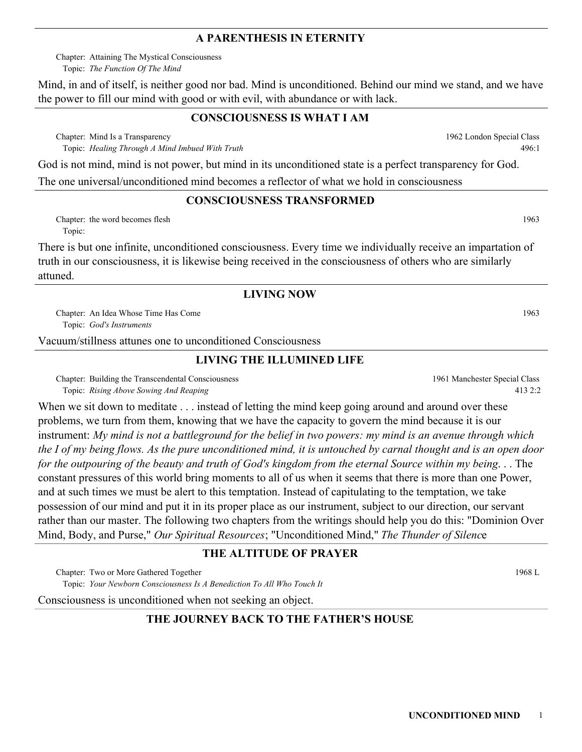## A PARENTHESIS IN ETERNITY

Chapter: Attaining The Mystical Consciousness
Topic: *The Function Of The Mind*

Mind, in and of itself, is neither good nor bad. Mind is unconditioned. Behind our mind we stand, and we have the power to fill our mind with good or with evil, with abundance or with lack.

## CONSCIOUSNESS IS WHAT I AM

Chapter: Mind Is a Transparency — 1962 London Special Class
Topic: *Healing Through A Mind Imbued With Truth* — 496:1

God is not mind, mind is not power, but mind in its unconditioned state is a perfect transparency for God.

The one universal/unconditioned mind becomes a reflector of what we hold in consciousness

## CONSCIOUSNESS TRANSFORMED

Chapter: the word becomes flesh — 1963
Topic:

There is but one infinite, unconditioned consciousness. Every time we individually receive an impartation of truth in our consciousness, it is likewise being received in the consciousness of others who are similarly attuned.

## LIVING NOW

Chapter: An Idea Whose Time Has Come — 1963
Topic: *God's Instruments*

Vacuum/stillness attunes one to unconditioned Consciousness

## LIVING THE ILLUMINED LIFE

Chapter: Building the Transcendental Consciousness — 1961 Manchester Special Class
Topic: *Rising Above Sowing And Reaping* — 413 2:2

When we sit down to meditate . . . instead of letting the mind keep going around and around over these problems, we turn from them, knowing that we have the capacity to govern the mind because it is our instrument: *My mind is not a battleground for the belief in two powers: my mind is an avenue through which the I of my being flows. As the pure unconditioned mind, it is untouched by carnal thought and is an open door for the outpouring of the beauty and truth of God's kingdom from the eternal Source within my being*. . . The constant pressures of this world bring moments to all of us when it seems that there is more than one Power, and at such times we must be alert to this temptation. Instead of capitulating to the temptation, we take possession of our mind and put it in its proper place as our instrument, subject to our direction, our servant rather than our master. The following two chapters from the writings should help you do this: "Dominion Over Mind, Body, and Purse," *Our Spiritual Resources*; "Unconditioned Mind," *The Thunder of Silenc*e

## THE ALTITUDE OF PRAYER

Chapter: Two or More Gathered Together — 1968 L
Topic: *Your Newborn Consciousness Is A Benediction To All Who Touch It*

Consciousness is unconditioned when not seeking an object.

## THE JOURNEY BACK TO THE FATHER'S HOUSE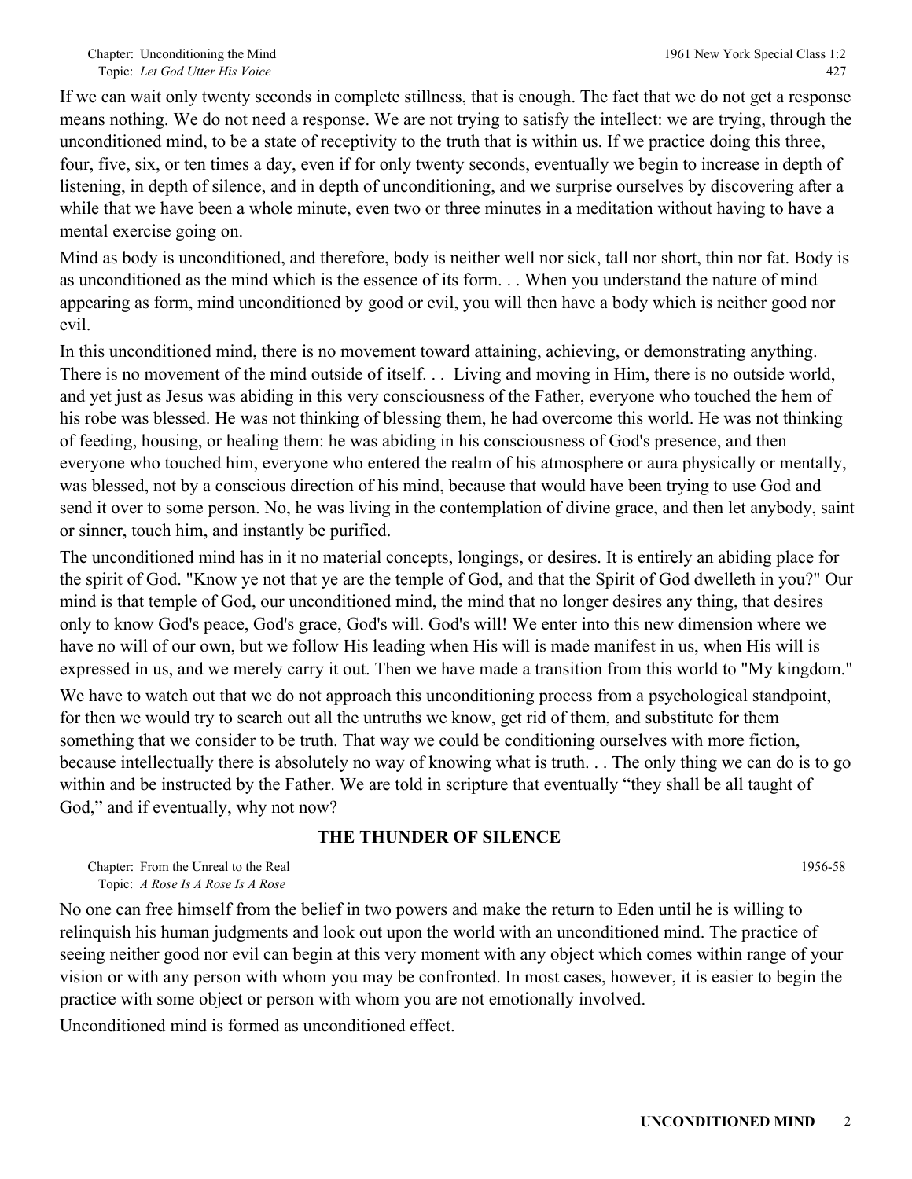If we can wait only twenty seconds in complete stillness, that is enough. The fact that we do not get a response means nothing. We do not need a response. We are not trying to satisfy the intellect: we are trying, through the unconditioned mind, to be a state of receptivity to the truth that is within us. If we practice doing this three, four, five, six, or ten times a day, even if for only twenty seconds, eventually we begin to increase in depth of listening, in depth of silence, and in depth of unconditioning, and we surprise ourselves by discovering after a while that we have been a whole minute, even two or three minutes in a meditation without having to have a mental exercise going on.

Mind as body is unconditioned, and therefore, body is neither well nor sick, tall nor short, thin nor fat. Body is as unconditioned as the mind which is the essence of its form. . . When you understand the nature of mind appearing as form, mind unconditioned by good or evil, you will then have a body which is neither good nor evil.

In this unconditioned mind, there is no movement toward attaining, achieving, or demonstrating anything. There is no movement of the mind outside of itself. . . Living and moving in Him, there is no outside world, and yet just as Jesus was abiding in this very consciousness of the Father, everyone who touched the hem of his robe was blessed. He was not thinking of blessing them, he had overcome this world. He was not thinking of feeding, housing, or healing them: he was abiding in his consciousness of God's presence, and then everyone who touched him, everyone who entered the realm of his atmosphere or aura physically or mentally, was blessed, not by a conscious direction of his mind, because that would have been trying to use God and send it over to some person. No, he was living in the contemplation of divine grace, and then let anybody, saint or sinner, touch him, and instantly be purified.

The unconditioned mind has in it no material concepts, longings, or desires. It is entirely an abiding place for the spirit of God. "Know ye not that ye are the temple of God, and that the Spirit of God dwelleth in you?" Our mind is that temple of God, our unconditioned mind, the mind that no longer desires any thing, that desires only to know God's peace, God's grace, God's will. God's will! We enter into this new dimension where we have no will of our own, but we follow His leading when His will is made manifest in us, when His will is expressed in us, and we merely carry it out. Then we have made a transition from this world to "My kingdom."

We have to watch out that we do not approach this unconditioning process from a psychological standpoint, for then we would try to search out all the untruths we know, get rid of them, and substitute for them something that we consider to be truth. That way we could be conditioning ourselves with more fiction, because intellectually there is absolutely no way of knowing what is truth. . . The only thing we can do is to go within and be instructed by the Father. We are told in scripture that eventually "they shall be all taught of God," and if eventually, why not now?

## THE THUNDER OF SILENCE

Chapter: From the Unreal to the Real — 1956-58
Topic: *A Rose Is A Rose Is A Rose*

No one can free himself from the belief in two powers and make the return to Eden until he is willing to relinquish his human judgments and look out upon the world with an unconditioned mind. The practice of seeing neither good nor evil can begin at this very moment with any object which comes within range of your vision or with any person with whom you may be confronted. In most cases, however, it is easier to begin the practice with some object or person with whom you are not emotionally involved.

Unconditioned mind is formed as unconditioned effect.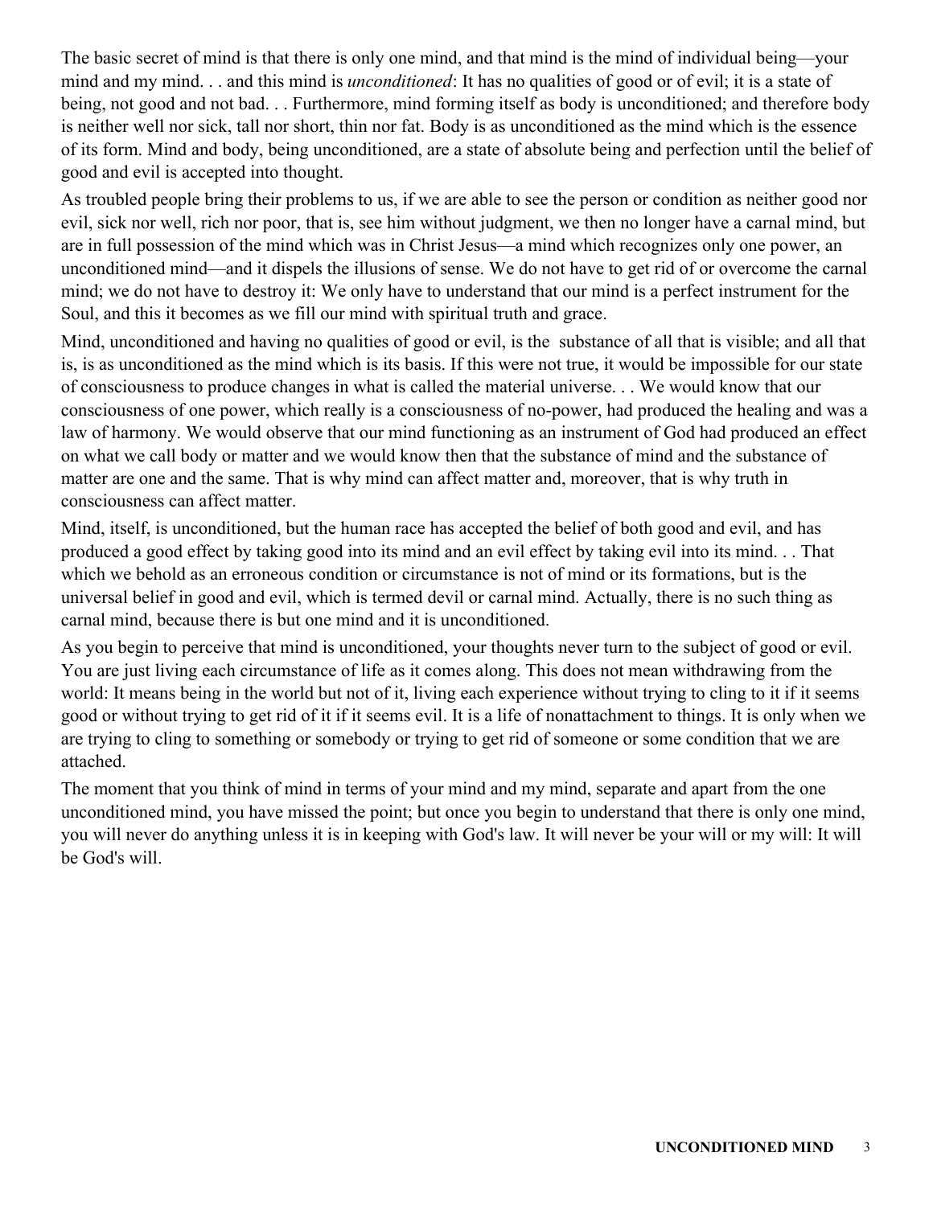The basic secret of mind is that there is only one mind, and that mind is the mind of individual being—your mind and my mind. . . and this mind is *unconditioned*: It has no qualities of good or of evil; it is a state of being, not good and not bad. . . Furthermore, mind forming itself as body is unconditioned; and therefore body is neither well nor sick, tall nor short, thin nor fat. Body is as unconditioned as the mind which is the essence of its form. Mind and body, being unconditioned, are a state of absolute being and perfection until the belief of good and evil is accepted into thought.

As troubled people bring their problems to us, if we are able to see the person or condition as neither good nor evil, sick nor well, rich nor poor, that is, see him without judgment, we then no longer have a carnal mind, but are in full possession of the mind which was in Christ Jesus—a mind which recognizes only one power, an unconditioned mind—and it dispels the illusions of sense. We do not have to get rid of or overcome the carnal mind; we do not have to destroy it: We only have to understand that our mind is a perfect instrument for the Soul, and this it becomes as we fill our mind with spiritual truth and grace.

Mind, unconditioned and having no qualities of good or evil, is the substance of all that is visible; and all that is, is as unconditioned as the mind which is its basis. If this were not true, it would be impossible for our state of consciousness to produce changes in what is called the material universe. . . We would know that our consciousness of one power, which really is a consciousness of no-power, had produced the healing and was a law of harmony. We would observe that our mind functioning as an instrument of God had produced an effect on what we call body or matter and we would know then that the substance of mind and the substance of matter are one and the same. That is why mind can affect matter and, moreover, that is why truth in consciousness can affect matter.

Mind, itself, is unconditioned, but the human race has accepted the belief of both good and evil, and has produced a good effect by taking good into its mind and an evil effect by taking evil into its mind. . . That which we behold as an erroneous condition or circumstance is not of mind or its formations, but is the universal belief in good and evil, which is termed devil or carnal mind. Actually, there is no such thing as carnal mind, because there is but one mind and it is unconditioned.

As you begin to perceive that mind is unconditioned, your thoughts never turn to the subject of good or evil. You are just living each circumstance of life as it comes along. This does not mean withdrawing from the world: It means being in the world but not of it, living each experience without trying to cling to it if it seems good or without trying to get rid of it if it seems evil. It is a life of nonattachment to things. It is only when we are trying to cling to something or somebody or trying to get rid of someone or some condition that we are attached.

The moment that you think of mind in terms of your mind and my mind, separate and apart from the one unconditioned mind, you have missed the point; but once you begin to understand that there is only one mind, you will never do anything unless it is in keeping with God's law. It will never be your will or my will: It will be God's will.